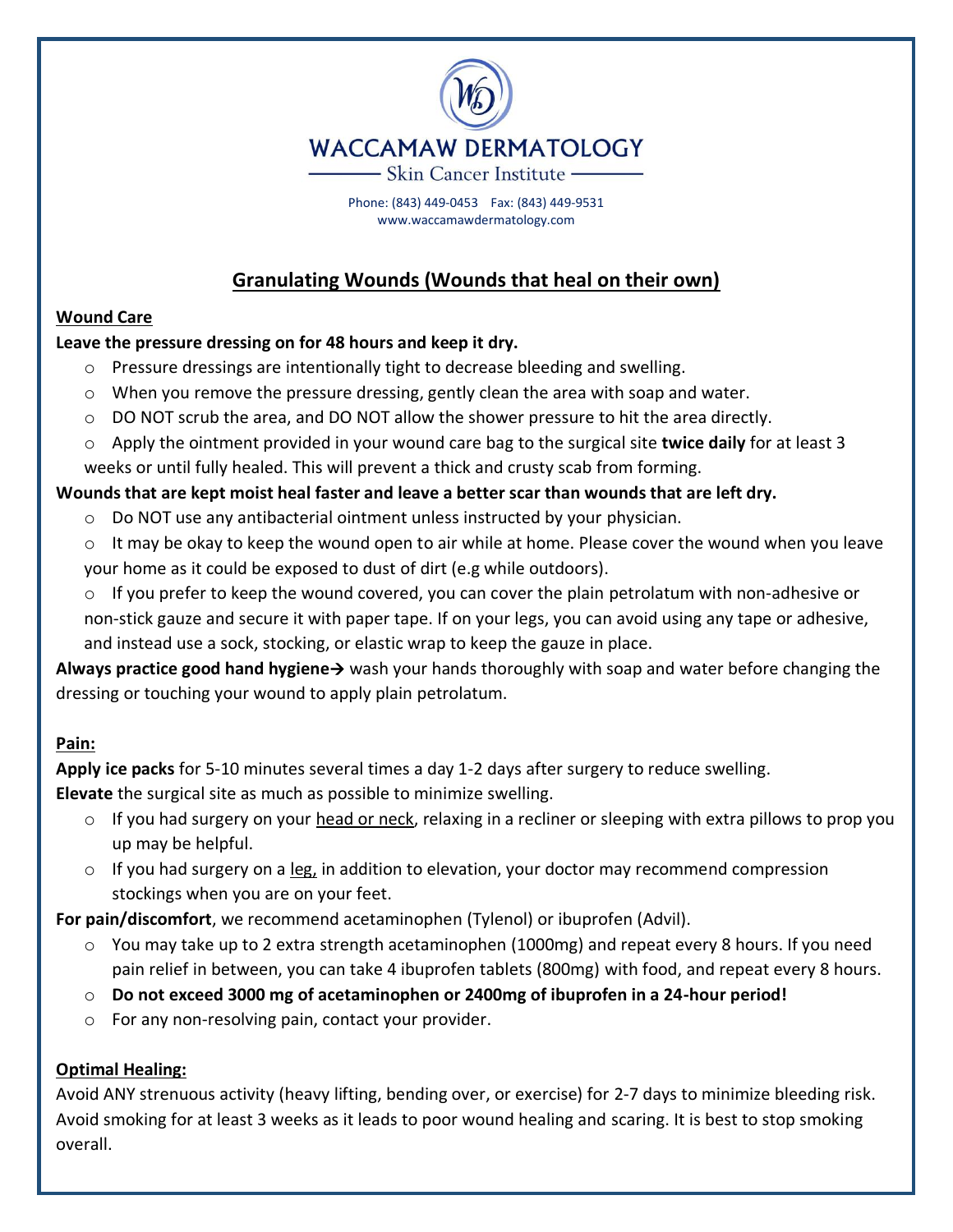# WACCAMAW DERMATOLOGY

Skin Cancer Institute

Phone: (843) 449-0453 Fax: (843) 449-9531
www.waccamawdermatology.com

## Granulating Wounds (Wounds that heal on their own)

### Wound Care

**Leave the pressure dressing on for 48 hours and keep it dry.**

- Pressure dressings are intentionally tight to decrease bleeding and swelling.
- When you remove the pressure dressing, gently clean the area with soap and water.
- DO NOT scrub the area, and DO NOT allow the shower pressure to hit the area directly.
- Apply the ointment provided in your wound care bag to the surgical site **twice daily** for at least 3 weeks or until fully healed. This will prevent a thick and crusty scab from forming.

**Wounds that are kept moist heal faster and leave a better scar than wounds that are left dry.**

- Do NOT use any antibacterial ointment unless instructed by your physician.
- It may be okay to keep the wound open to air while at home. Please cover the wound when you leave your home as it could be exposed to dust of dirt (e.g while outdoors).
- If you prefer to keep the wound covered, you can cover the plain petrolatum with non-adhesive or non-stick gauze and secure it with paper tape. If on your legs, you can avoid using any tape or adhesive, and instead use a sock, stocking, or elastic wrap to keep the gauze in place.

**Always practice good hand hygiene→** wash your hands thoroughly with soap and water before changing the dressing or touching your wound to apply plain petrolatum.

### Pain:

**Apply ice packs** for 5-10 minutes several times a day 1-2 days after surgery to reduce swelling.
**Elevate** the surgical site as much as possible to minimize swelling.

- If you had surgery on your head or neck, relaxing in a recliner or sleeping with extra pillows to prop you up may be helpful.
- If you had surgery on a leg, in addition to elevation, your doctor may recommend compression stockings when you are on your feet.

**For pain/discomfort**, we recommend acetaminophen (Tylenol) or ibuprofen (Advil).

- You may take up to 2 extra strength acetaminophen (1000mg) and repeat every 8 hours. If you need pain relief in between, you can take 4 ibuprofen tablets (800mg) with food, and repeat every 8 hours.
- **Do not exceed 3000 mg of acetaminophen or 2400mg of ibuprofen in a 24-hour period!**
- For any non-resolving pain, contact your provider.

### Optimal Healing:

Avoid ANY strenuous activity (heavy lifting, bending over, or exercise) for 2-7 days to minimize bleeding risk. Avoid smoking for at least 3 weeks as it leads to poor wound healing and scaring. It is best to stop smoking overall.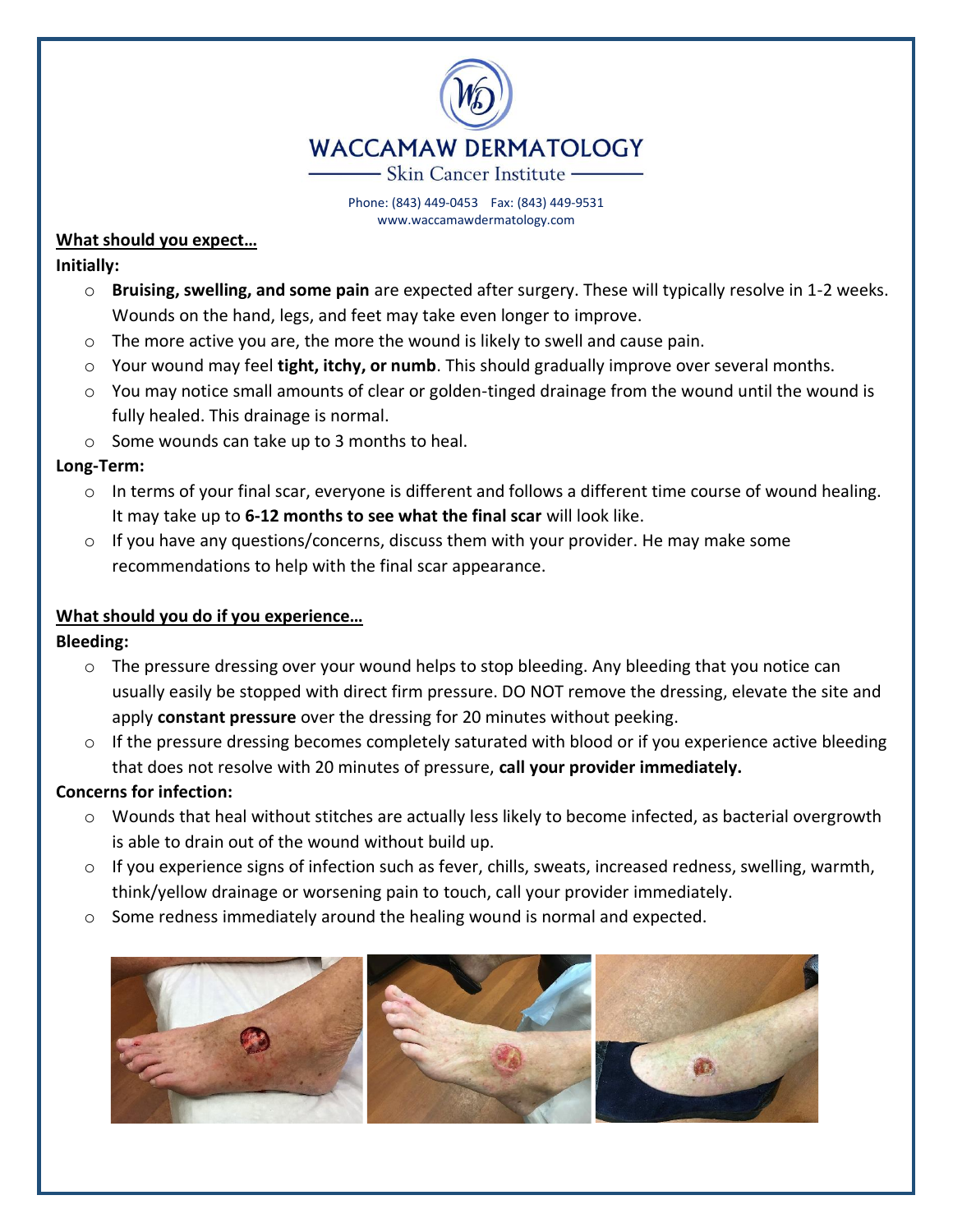# WACCAMAW DERMATOLOGY

Skin Cancer Institute

Phone: (843) 449-0453 Fax: (843) 449-9531
www.waccamawdermatology.com

## What should you expect…

**Initially:**

- **Bruising, swelling, and some pain** are expected after surgery. These will typically resolve in 1-2 weeks. Wounds on the hand, legs, and feet may take even longer to improve.
- The more active you are, the more the wound is likely to swell and cause pain.
- Your wound may feel **tight, itchy, or numb**. This should gradually improve over several months.
- You may notice small amounts of clear or golden-tinged drainage from the wound until the wound is fully healed. This drainage is normal.
- Some wounds can take up to 3 months to heal.

**Long-Term:**

- In terms of your final scar, everyone is different and follows a different time course of wound healing. It may take up to **6-12 months to see what the final scar** will look like.
- If you have any questions/concerns, discuss them with your provider. He may make some recommendations to help with the final scar appearance.

## What should you do if you experience…

**Bleeding:**

- The pressure dressing over your wound helps to stop bleeding. Any bleeding that you notice can usually easily be stopped with direct firm pressure. DO NOT remove the dressing, elevate the site and apply **constant pressure** over the dressing for 20 minutes without peeking.
- If the pressure dressing becomes completely saturated with blood or if you experience active bleeding that does not resolve with 20 minutes of pressure, **call your provider immediately.**

**Concerns for infection:**

- Wounds that heal without stitches are actually less likely to become infected, as bacterial overgrowth is able to drain out of the wound without build up.
- If you experience signs of infection such as fever, chills, sweats, increased redness, swelling, warmth, think/yellow drainage or worsening pain to touch, call your provider immediately.
- Some redness immediately around the healing wound is normal and expected.